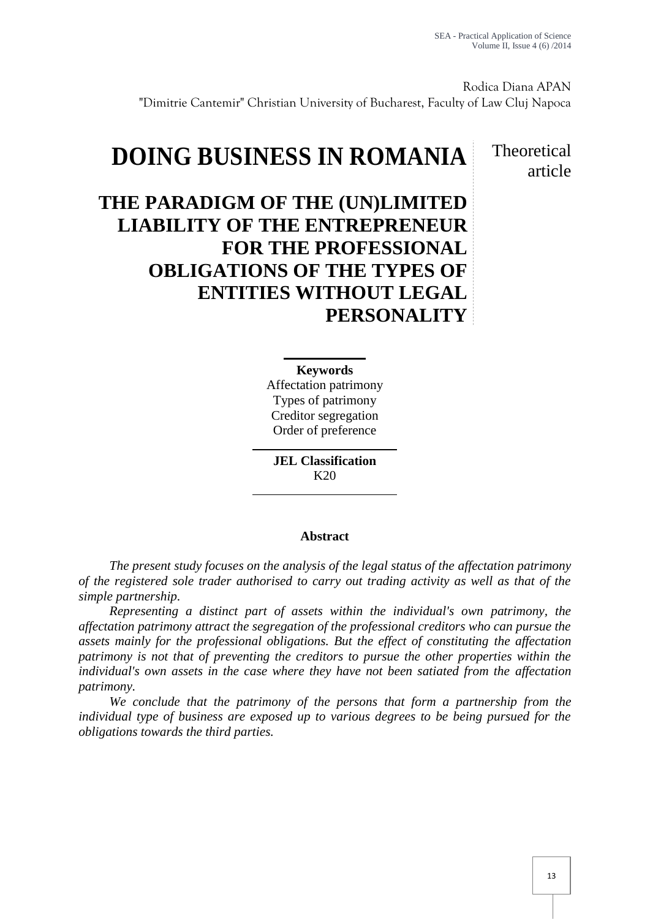Rodica Diana APAN
"Dimitrie Cantemir" Christian University of Bucharest, Faculty of Law Cluj Napoca

# DOING BUSINESS IN ROMANIA

Theoretical article

## THE PARADIGM OF THE (UN)LIMITED LIABILITY OF THE ENTREPRENEUR FOR THE PROFESSIONAL OBLIGATIONS OF THE TYPES OF ENTITIES WITHOUT LEGAL PERSONALITY

**Keywords**
Affectation patrimony
Types of patrimony
Creditor segregation
Order of preference

**JEL Classification**
K20

**Abstract**

*The present study focuses on the analysis of the legal status of the affectation patrimony of the registered sole trader authorised to carry out trading activity as well as that of the simple partnership.*

*Representing a distinct part of assets within the individual's own patrimony, the affectation patrimony attract the segregation of the professional creditors who can pursue the assets mainly for the professional obligations. But the effect of constituting the affectation patrimony is not that of preventing the creditors to pursue the other properties within the individual's own assets in the case where they have not been satiated from the affectation patrimony.*

*We conclude that the patrimony of the persons that form a partnership from the individual type of business are exposed up to various degrees to be being pursued for the obligations towards the third parties.*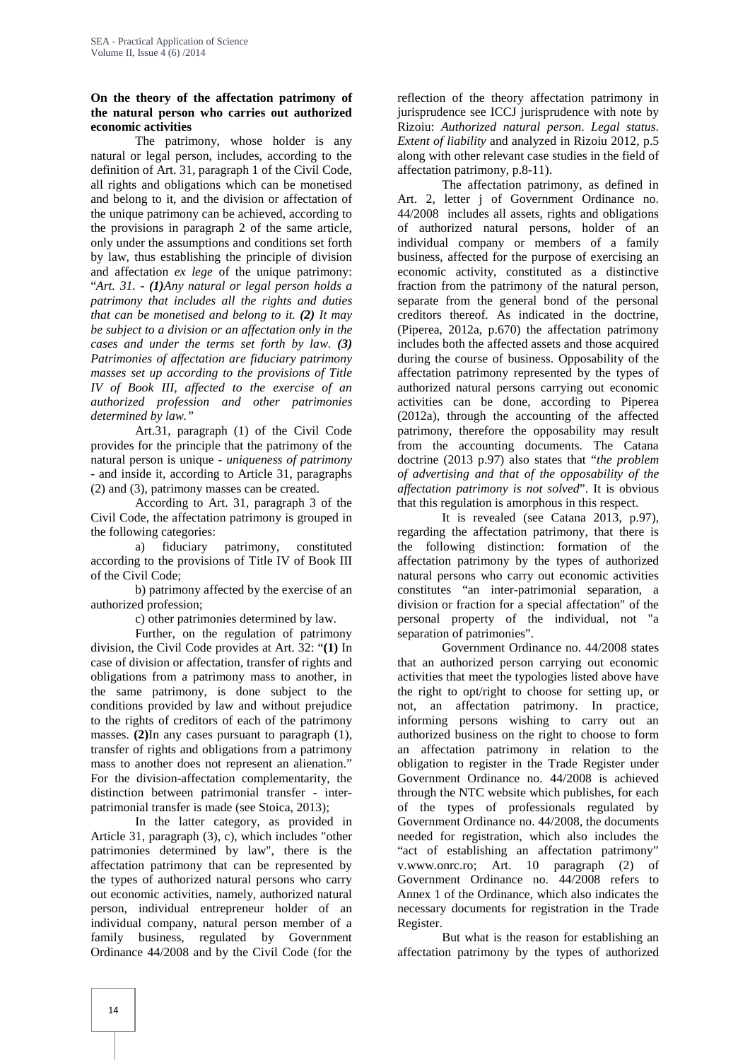**On the theory of the affectation patrimony of the natural person who carries out authorized economic activities**

The patrimony, whose holder is any natural or legal person, includes, according to the definition of Art. 31, paragraph 1 of the Civil Code, all rights and obligations which can be monetised and belong to it, and the division or affectation of the unique patrimony can be achieved, according to the provisions in paragraph 2 of the same article, only under the assumptions and conditions set forth by law, thus establishing the principle of division and affectation *ex lege* of the unique patrimony: "*Art. 31. - **(1)**Any natural or legal person holds a patrimony that includes all the rights and duties that can be monetised and belong to it. **(2)** It may be subject to a division or an affectation only in the cases and under the terms set forth by law. **(3)** Patrimonies of affectation are fiduciary patrimony masses set up according to the provisions of Title IV of Book III, affected to the exercise of an authorized profession and other patrimonies determined by law.*"

Art.31, paragraph (1) of the Civil Code provides for the principle that the patrimony of the natural person is unique - *uniqueness of patrimony* - and inside it, according to Article 31, paragraphs (2) and (3), patrimony masses can be created.

According to Art. 31, paragraph 3 of the Civil Code, the affectation patrimony is grouped in the following categories:

a) fiduciary patrimony, constituted according to the provisions of Title IV of Book III of the Civil Code;

b) patrimony affected by the exercise of an authorized profession;

c) other patrimonies determined by law.

Further, on the regulation of patrimony division, the Civil Code provides at Art. 32: "**(1)** In case of division or affectation, transfer of rights and obligations from a patrimony mass to another, in the same patrimony, is done subject to the conditions provided by law and without prejudice to the rights of creditors of each of the patrimony masses. **(2)**In any cases pursuant to paragraph (1), transfer of rights and obligations from a patrimony mass to another does not represent an alienation." For the division-affectation complementarity, the distinction between patrimonial transfer - inter-patrimonial transfer is made (see Stoica, 2013);

In the latter category, as provided in Article 31, paragraph (3), c), which includes "other patrimonies determined by law", there is the affectation patrimony that can be represented by the types of authorized natural persons who carry out economic activities, namely, authorized natural person, individual entrepreneur holder of an individual company, natural person member of a family business, regulated by Government Ordinance 44/2008 and by the Civil Code (for the reflection of the theory affectation patrimony in jurisprudence see ICCJ jurisprudence with note by Rizoiu: *Authorized natural person. Legal status. Extent of liability* and analyzed in Rizoiu 2012, p.5 along with other relevant case studies in the field of affectation patrimony, p.8-11).

The affectation patrimony, as defined in Art. 2, letter j of Government Ordinance no. 44/2008 includes all assets, rights and obligations of authorized natural persons, holder of an individual company or members of a family business, affected for the purpose of exercising an economic activity, constituted as a distinctive fraction from the patrimony of the natural person, separate from the general bond of the personal creditors thereof. As indicated in the doctrine, (Piperea, 2012a, p.670) the affectation patrimony includes both the affected assets and those acquired during the course of business. Opposability of the affectation patrimony represented by the types of authorized natural persons carrying out economic activities can be done, according to Piperea (2012a), through the accounting of the affected patrimony, therefore the opposability may result from the accounting documents. The Catana doctrine (2013 p.97) also states that "*the problem of advertising and that of the opposability of the affectation patrimony is not solved*". It is obvious that this regulation is amorphous in this respect.

It is revealed (see Catana 2013, p.97), regarding the affectation patrimony, that there is the following distinction: formation of the affectation patrimony by the types of authorized natural persons who carry out economic activities constitutes "an inter-patrimonial separation, a division or fraction for a special affectation" of the personal property of the individual, not "a separation of patrimonies".

Government Ordinance no. 44/2008 states that an authorized person carrying out economic activities that meet the typologies listed above have the right to opt/right to choose for setting up, or not, an affectation patrimony. In practice, informing persons wishing to carry out an authorized business on the right to choose to form an affectation patrimony in relation to the obligation to register in the Trade Register under Government Ordinance no. 44/2008 is achieved through the NTC website which publishes, for each of the types of professionals regulated by Government Ordinance no. 44/2008, the documents needed for registration, which also includes the "act of establishing an affectation patrimony" v.www.onrc.ro; Art. 10 paragraph (2) of Government Ordinance no. 44/2008 refers to Annex 1 of the Ordinance, which also indicates the necessary documents for registration in the Trade Register.

But what is the reason for establishing an affectation patrimony by the types of authorized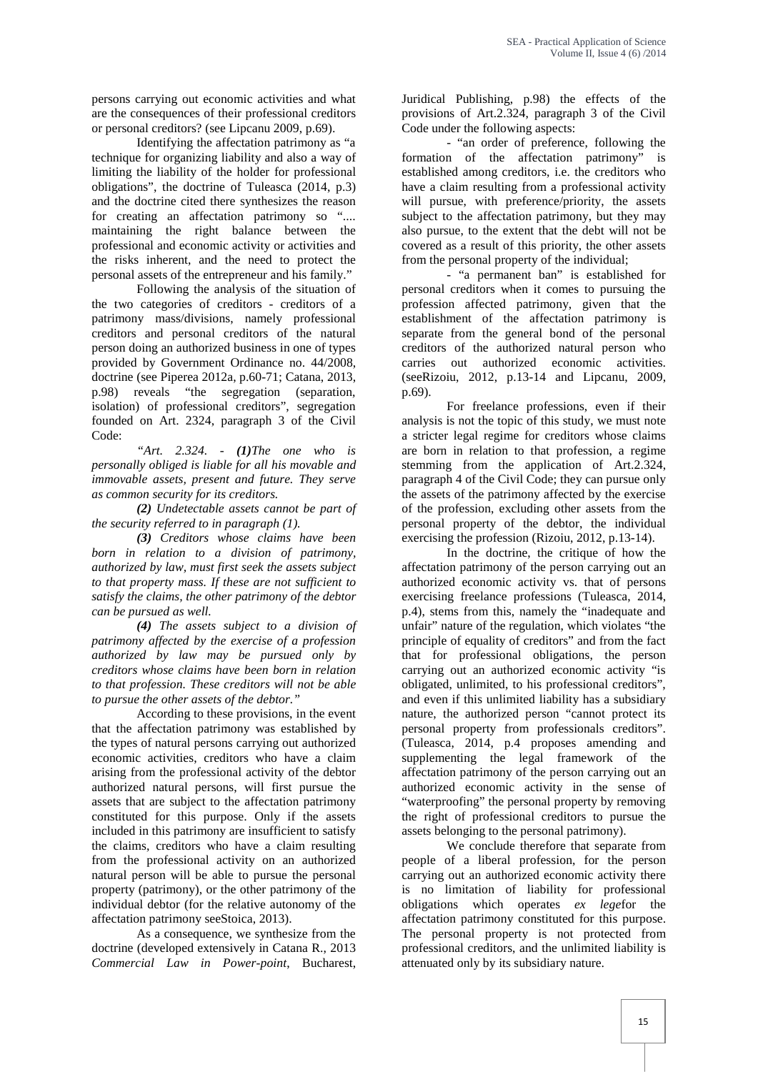persons carrying out economic activities and what are the consequences of their professional creditors or personal creditors? (see Lipcanu 2009, p.69).

Identifying the affectation patrimony as "a technique for organizing liability and also a way of limiting the liability of the holder for professional obligations", the doctrine of Tuleasca (2014, p.3) and the doctrine cited there synthesizes the reason for creating an affectation patrimony so ".... maintaining the right balance between the professional and economic activity or activities and the risks inherent, and the need to protect the personal assets of the entrepreneur and his family."

Following the analysis of the situation of the two categories of creditors - creditors of a patrimony mass/divisions, namely professional creditors and personal creditors of the natural person doing an authorized business in one of types provided by Government Ordinance no. 44/2008, doctrine (see Piperea 2012a, p.60-71; Catana, 2013, p.98) reveals "the segregation (separation, isolation) of professional creditors", segregation founded on Art. 2324, paragraph 3 of the Civil Code:

*"Art. 2.324. - **(1)**The one who is personally obliged is liable for all his movable and immovable assets, present and future. They serve as common security for its creditors.*

***(2)** Undetectable assets cannot be part of the security referred to in paragraph (1).*

***(3)** Creditors whose claims have been born in relation to a division of patrimony, authorized by law, must first seek the assets subject to that property mass. If these are not sufficient to satisfy the claims, the other patrimony of the debtor can be pursued as well.*

***(4)** The assets subject to a division of patrimony affected by the exercise of a profession authorized by law may be pursued only by creditors whose claims have been born in relation to that profession. These creditors will not be able to pursue the other assets of the debtor."*

According to these provisions, in the event that the affectation patrimony was established by the types of natural persons carrying out authorized economic activities, creditors who have a claim arising from the professional activity of the debtor authorized natural persons, will first pursue the assets that are subject to the affectation patrimony constituted for this purpose. Only if the assets included in this patrimony are insufficient to satisfy the claims, creditors who have a claim resulting from the professional activity on an authorized natural person will be able to pursue the personal property (patrimony), or the other patrimony of the individual debtor (for the relative autonomy of the affectation patrimony seeStoica, 2013).

As a consequence, we synthesize from the doctrine (developed extensively in Catana R., 2013 *Commercial Law in Power-point*, Bucharest, Juridical Publishing, p.98) the effects of the provisions of Art.2.324, paragraph 3 of the Civil Code under the following aspects:

- "an order of preference, following the formation of the affectation patrimony" is established among creditors, i.e. the creditors who have a claim resulting from a professional activity will pursue, with preference/priority, the assets subject to the affectation patrimony, but they may also pursue, to the extent that the debt will not be covered as a result of this priority, the other assets from the personal property of the individual;

- "a permanent ban" is established for personal creditors when it comes to pursuing the profession affected patrimony, given that the establishment of the affectation patrimony is separate from the general bond of the personal creditors of the authorized natural person who carries out authorized economic activities. (seeRizoiu, 2012, p.13-14 and Lipcanu, 2009, p.69).

For freelance professions, even if their analysis is not the topic of this study, we must note a stricter legal regime for creditors whose claims are born in relation to that profession, a regime stemming from the application of Art.2.324, paragraph 4 of the Civil Code; they can pursue only the assets of the patrimony affected by the exercise of the profession, excluding other assets from the personal property of the debtor, the individual exercising the profession (Rizoiu, 2012, p.13-14).

In the doctrine, the critique of how the affectation patrimony of the person carrying out an authorized economic activity vs. that of persons exercising freelance professions (Tuleasca, 2014, p.4), stems from this, namely the "inadequate and unfair" nature of the regulation, which violates "the principle of equality of creditors" and from the fact that for professional obligations, the person carrying out an authorized economic activity "is obligated, unlimited, to his professional creditors", and even if this unlimited liability has a subsidiary nature, the authorized person "cannot protect its personal property from professionals creditors". (Tuleasca, 2014, p.4 proposes amending and supplementing the legal framework of the affectation patrimony of the person carrying out an authorized economic activity in the sense of "waterproofing" the personal property by removing the right of professional creditors to pursue the assets belonging to the personal patrimony).

We conclude therefore that separate from people of a liberal profession, for the person carrying out an authorized economic activity there is no limitation of liability for professional obligations which operates *ex lege*for the affectation patrimony constituted for this purpose. The personal property is not protected from professional creditors, and the unlimited liability is attenuated only by its subsidiary nature.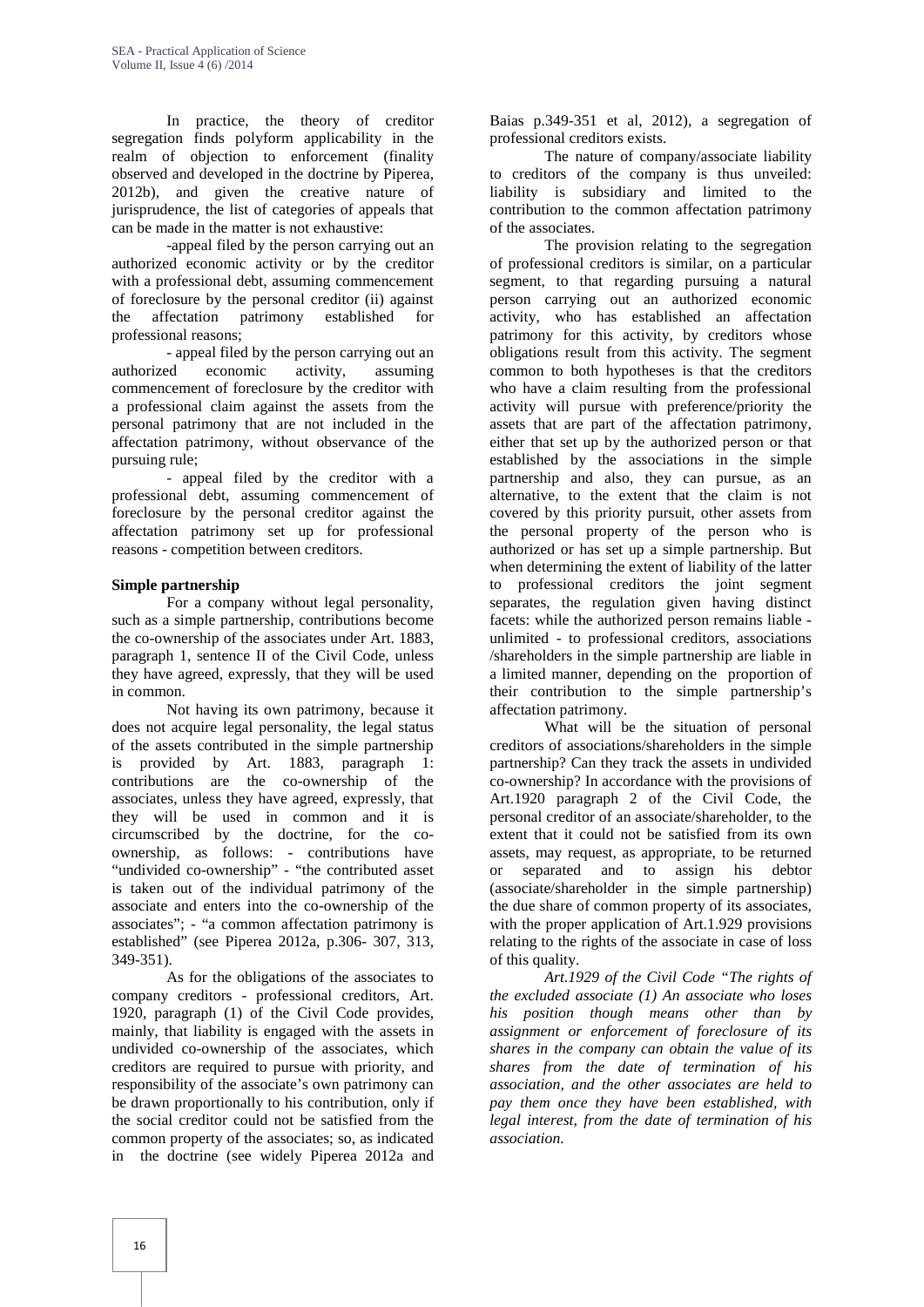In practice, the theory of creditor segregation finds polyform applicability in the realm of objection to enforcement (finality observed and developed in the doctrine by Piperea, 2012b), and given the creative nature of jurisprudence, the list of categories of appeals that can be made in the matter is not exhaustive:

-appeal filed by the person carrying out an authorized economic activity or by the creditor with a professional debt, assuming commencement of foreclosure by the personal creditor (ii) against the affectation patrimony established for professional reasons;

- appeal filed by the person carrying out an authorized economic activity, assuming commencement of foreclosure by the creditor with a professional claim against the assets from the personal patrimony that are not included in the affectation patrimony, without observance of the pursuing rule;

- appeal filed by the creditor with a professional debt, assuming commencement of foreclosure by the personal creditor against the affectation patrimony set up for professional reasons - competition between creditors.

**Simple partnership**

For a company without legal personality, such as a simple partnership, contributions become the co-ownership of the associates under Art. 1883, paragraph 1, sentence II of the Civil Code, unless they have agreed, expressly, that they will be used in common.

Not having its own patrimony, because it does not acquire legal personality, the legal status of the assets contributed in the simple partnership is provided by Art. 1883, paragraph 1: contributions are the co-ownership of the associates, unless they have agreed, expressly, that they will be used in common and it is circumscribed by the doctrine, for the co-ownership, as follows: - contributions have "undivided co-ownership" - "the contributed asset is taken out of the individual patrimony of the associate and enters into the co-ownership of the associates"; - "a common affectation patrimony is established" (see Piperea 2012a, p.306- 307, 313, 349-351).

As for the obligations of the associates to company creditors - professional creditors, Art. 1920, paragraph (1) of the Civil Code provides, mainly, that liability is engaged with the assets in undivided co-ownership of the associates, which creditors are required to pursue with priority, and responsibility of the associate's own patrimony can be drawn proportionally to his contribution, only if the social creditor could not be satisfied from the common property of the associates; so, as indicated in the doctrine (see widely Piperea 2012a and Baias p.349-351 et al, 2012), a segregation of professional creditors exists.

The nature of company/associate liability to creditors of the company is thus unveiled: liability is subsidiary and limited to the contribution to the common affectation patrimony of the associates.

The provision relating to the segregation of professional creditors is similar, on a particular segment, to that regarding pursuing a natural person carrying out an authorized economic activity, who has established an affectation patrimony for this activity, by creditors whose obligations result from this activity. The segment common to both hypotheses is that the creditors who have a claim resulting from the professional activity will pursue with preference/priority the assets that are part of the affectation patrimony, either that set up by the authorized person or that established by the associations in the simple partnership and also, they can pursue, as an alternative, to the extent that the claim is not covered by this priority pursuit, other assets from the personal property of the person who is authorized or has set up a simple partnership. But when determining the extent of liability of the latter to professional creditors the joint segment separates, the regulation given having distinct facets: while the authorized person remains liable - unlimited - to professional creditors, associations /shareholders in the simple partnership are liable in a limited manner, depending on the proportion of their contribution to the simple partnership's affectation patrimony.

What will be the situation of personal creditors of associations/shareholders in the simple partnership? Can they track the assets in undivided co-ownership? In accordance with the provisions of Art.1920 paragraph 2 of the Civil Code, the personal creditor of an associate/shareholder, to the extent that it could not be satisfied from its own assets, may request, as appropriate, to be returned or separated and to assign his debtor (associate/shareholder in the simple partnership) the due share of common property of its associates, with the proper application of Art.1.929 provisions relating to the rights of the associate in case of loss of this quality.

*Art.1929 of the Civil Code "The rights of the excluded associate (1) An associate who loses his position though means other than by assignment or enforcement of foreclosure of its shares in the company can obtain the value of its shares from the date of termination of his association, and the other associates are held to pay them once they have been established, with legal interest, from the date of termination of his association.*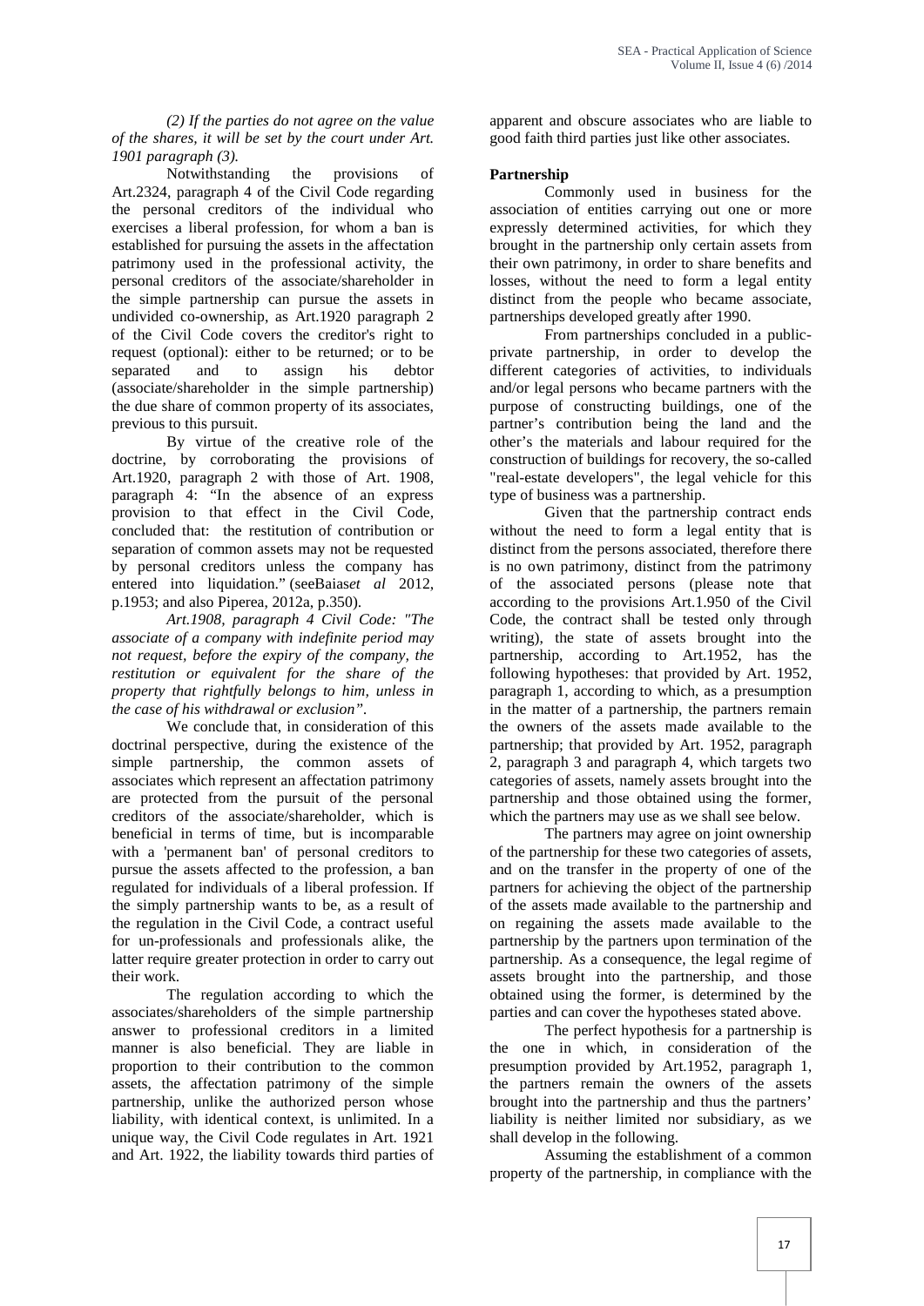*(2) If the parties do not agree on the value of the shares, it will be set by the court under Art. 1901 paragraph (3).*

Notwithstanding the provisions of Art.2324, paragraph 4 of the Civil Code regarding the personal creditors of the individual who exercises a liberal profession, for whom a ban is established for pursuing the assets in the affectation patrimony used in the professional activity, the personal creditors of the associate/shareholder in the simple partnership can pursue the assets in undivided co-ownership, as Art.1920 paragraph 2 of the Civil Code covers the creditor's right to request (optional): either to be returned; or to be separated and to assign his debtor (associate/shareholder in the simple partnership) the due share of common property of its associates, previous to this pursuit.

By virtue of the creative role of the doctrine, by corroborating the provisions of Art.1920, paragraph 2 with those of Art. 1908, paragraph 4: "In the absence of an express provision to that effect in the Civil Code, concluded that: the restitution of contribution or separation of common assets may not be requested by personal creditors unless the company has entered into liquidation." (seeBaias*et al* 2012, p.1953; and also Piperea, 2012a, p.350).

*Art.1908, paragraph 4 Civil Code: "The associate of a company with indefinite period may not request, before the expiry of the company, the restitution or equivalent for the share of the property that rightfully belongs to him, unless in the case of his withdrawal or exclusion".*

We conclude that, in consideration of this doctrinal perspective, during the existence of the simple partnership, the common assets of associates which represent an affectation patrimony are protected from the pursuit of the personal creditors of the associate/shareholder, which is beneficial in terms of time, but is incomparable with a 'permanent ban' of personal creditors to pursue the assets affected to the profession, a ban regulated for individuals of a liberal profession. If the simply partnership wants to be, as a result of the regulation in the Civil Code, a contract useful for un-professionals and professionals alike, the latter require greater protection in order to carry out their work.

The regulation according to which the associates/shareholders of the simple partnership answer to professional creditors in a limited manner is also beneficial. They are liable in proportion to their contribution to the common assets, the affectation patrimony of the simple partnership, unlike the authorized person whose liability, with identical context, is unlimited. In a unique way, the Civil Code regulates in Art. 1921 and Art. 1922, the liability towards third parties of apparent and obscure associates who are liable to good faith third parties just like other associates.

**Partnership**

Commonly used in business for the association of entities carrying out one or more expressly determined activities, for which they brought in the partnership only certain assets from their own patrimony, in order to share benefits and losses, without the need to form a legal entity distinct from the people who became associate, partnerships developed greatly after 1990.

From partnerships concluded in a public-private partnership, in order to develop the different categories of activities, to individuals and/or legal persons who became partners with the purpose of constructing buildings, one of the partner's contribution being the land and the other's the materials and labour required for the construction of buildings for recovery, the so-called "real-estate developers", the legal vehicle for this type of business was a partnership.

Given that the partnership contract ends without the need to form a legal entity that is distinct from the persons associated, therefore there is no own patrimony, distinct from the patrimony of the associated persons (please note that according to the provisions Art.1.950 of the Civil Code, the contract shall be tested only through writing), the state of assets brought into the partnership, according to Art.1952, has the following hypotheses: that provided by Art. 1952, paragraph 1, according to which, as a presumption in the matter of a partnership, the partners remain the owners of the assets made available to the partnership; that provided by Art. 1952, paragraph 2, paragraph 3 and paragraph 4, which targets two categories of assets, namely assets brought into the partnership and those obtained using the former, which the partners may use as we shall see below.

The partners may agree on joint ownership of the partnership for these two categories of assets, and on the transfer in the property of one of the partners for achieving the object of the partnership of the assets made available to the partnership and on regaining the assets made available to the partnership by the partners upon termination of the partnership. As a consequence, the legal regime of assets brought into the partnership, and those obtained using the former, is determined by the parties and can cover the hypotheses stated above.

The perfect hypothesis for a partnership is the one in which, in consideration of the presumption provided by Art.1952, paragraph 1, the partners remain the owners of the assets brought into the partnership and thus the partners' liability is neither limited nor subsidiary, as we shall develop in the following.

Assuming the establishment of a common property of the partnership, in compliance with the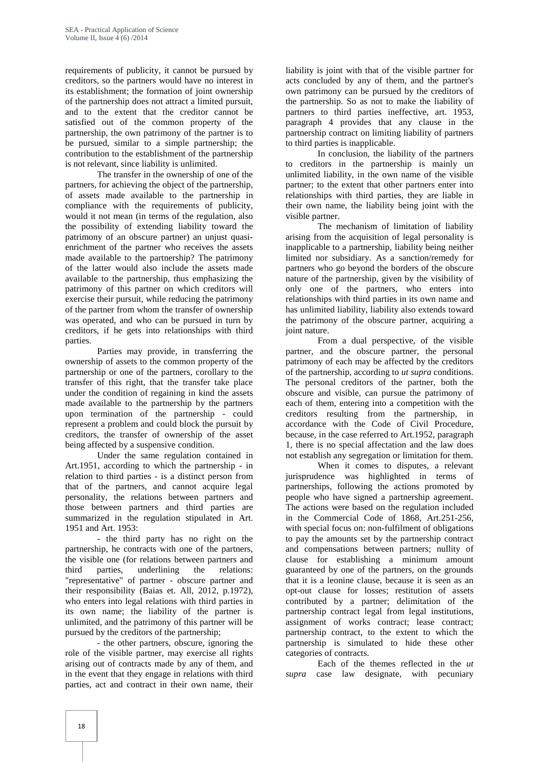requirements of publicity, it cannot be pursued by creditors, so the partners would have no interest in its establishment; the formation of joint ownership of the partnership does not attract a limited pursuit, and to the extent that the creditor cannot be satisfied out of the common property of the partnership, the own patrimony of the partner is to be pursued, similar to a simple partnership; the contribution to the establishment of the partnership is not relevant, since liability is unlimited.

The transfer in the ownership of one of the partners, for achieving the object of the partnership, of assets made available to the partnership in compliance with the requirements of publicity, would it not mean (in terms of the regulation, also the possibility of extending liability toward the patrimony of an obscure partner) an unjust quasi-enrichment of the partner who receives the assets made available to the partnership? The patrimony of the latter would also include the assets made available to the partnership, thus emphasizing the patrimony of this partner on which creditors will exercise their pursuit, while reducing the patrimony of the partner from whom the transfer of ownership was operated, and who can be pursued in turn by creditors, if he gets into relationships with third parties.

Parties may provide, in transferring the ownership of assets to the common property of the partnership or one of the partners, corollary to the transfer of this right, that the transfer take place under the condition of regaining in kind the assets made available to the partnership by the partners upon termination of the partnership - could represent a problem and could block the pursuit by creditors, the transfer of ownership of the asset being affected by a suspensive condition.

Under the same regulation contained in Art.1951, according to which the partnership - in relation to third parties - is a distinct person from that of the partners, and cannot acquire legal personality, the relations between partners and those between partners and third parties are summarized in the regulation stipulated in Art. 1951 and Art. 1953:

- the third party has no right on the partnership, he contracts with one of the partners, the visible one (for relations between partners and third parties, underlining the relations: "representative" of partner - obscure partner and their responsibility (Baias et. All, 2012, p.1972), who enters into legal relations with third parties in its own name; the liability of the partner is unlimited, and the patrimony of this partner will be pursued by the creditors of the partnership;

- the other partners, obscure, ignoring the role of the visible partner, may exercise all rights arising out of contracts made by any of them, and in the event that they engage in relations with third parties, act and contract in their own name, their liability is joint with that of the visible partner for acts concluded by any of them, and the partner's own patrimony can be pursued by the creditors of the partnership. So as not to make the liability of partners to third parties ineffective, art. 1953, paragraph 4 provides that any clause in the partnership contract on limiting liability of partners to third parties is inapplicable.

In conclusion, the liability of the partners to creditors in the partnership is mainly un unlimited liability, in the own name of the visible partner; to the extent that other partners enter into relationships with third parties, they are liable in their own name, the liability being joint with the visible partner.

The mechanism of limitation of liability arising from the acquisition of legal personality is inapplicable to a partnership, liability being neither limited nor subsidiary. As a sanction/remedy for partners who go beyond the borders of the obscure nature of the partnership, given by the visibility of only one of the partners, who enters into relationships with third parties in its own name and has unlimited liability, liability also extends toward the patrimony of the obscure partner, acquiring a joint nature.

From a dual perspective, of the visible partner, and the obscure partner, the personal patrimony of each may be affected by the creditors of the partnership, according to *ut supra* conditions. The personal creditors of the partner, both the obscure and visible, can pursue the patrimony of each of them, entering into a competition with the creditors resulting from the partnership, in accordance with the Code of Civil Procedure, because, in the case referred to Art.1952, paragraph 1, there is no special affectation and the law does not establish any segregation or limitation for them.

When it comes to disputes, a relevant jurisprudence was highlighted in terms of partnerships, following the actions promoted by people who have signed a partnership agreement. The actions were based on the regulation included in the Commercial Code of 1868, Art.251-256, with special focus on: non-fulfilment of obligations to pay the amounts set by the partnership contract and compensations between partners; nullity of clause for establishing a minimum amount guaranteed by one of the partners, on the grounds that it is a leonine clause, because it is seen as an opt-out clause for losses; restitution of assets contributed by a partner; delimitation of the partnership contract legal from legal institutions, assignment of works contract; lease contract; partnership contract, to the extent to which the partnership is simulated to hide these other categories of contracts.

Each of the themes reflected in the *ut supra* case law designate, with pecuniary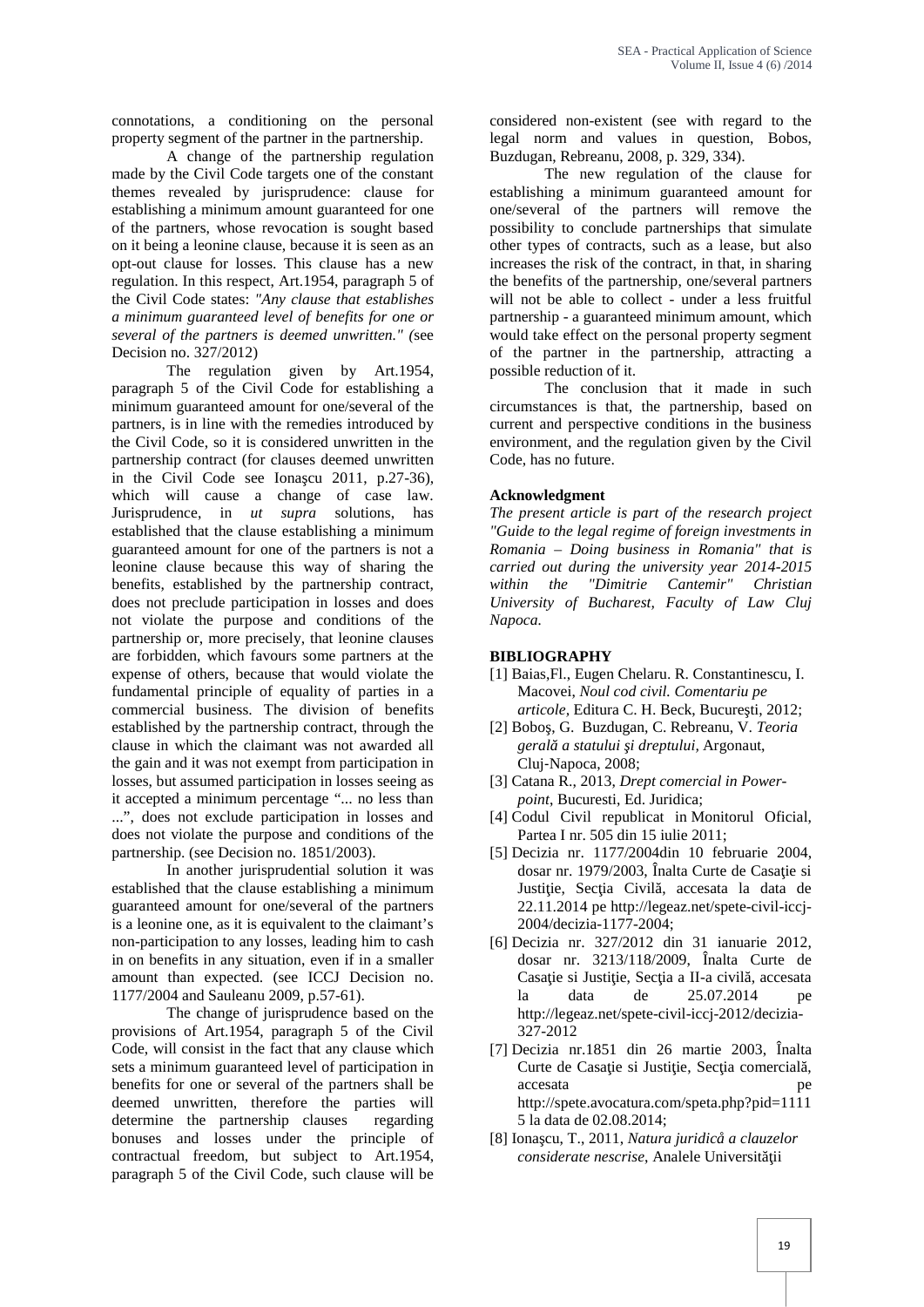connotations, a conditioning on the personal property segment of the partner in the partnership.

A change of the partnership regulation made by the Civil Code targets one of the constant themes revealed by jurisprudence: clause for establishing a minimum amount guaranteed for one of the partners, whose revocation is sought based on it being a leonine clause, because it is seen as an opt-out clause for losses. This clause has a new regulation. In this respect, Art.1954, paragraph 5 of the Civil Code states: *"Any clause that establishes a minimum guaranteed level of benefits for one or several of the partners is deemed unwritten."* (see Decision no. 327/2012)

The regulation given by Art.1954, paragraph 5 of the Civil Code for establishing a minimum guaranteed amount for one/several of the partners, is in line with the remedies introduced by the Civil Code, so it is considered unwritten in the partnership contract (for clauses deemed unwritten in the Civil Code see Ionaşcu 2011, p.27-36), which will cause a change of case law. Jurisprudence, in *ut supra* solutions, has established that the clause establishing a minimum guaranteed amount for one of the partners is not a leonine clause because this way of sharing the benefits, established by the partnership contract, does not preclude participation in losses and does not violate the purpose and conditions of the partnership or, more precisely, that leonine clauses are forbidden, which favours some partners at the expense of others, because that would violate the fundamental principle of equality of parties in a commercial business. The division of benefits established by the partnership contract, through the clause in which the claimant was not awarded all the gain and it was not exempt from participation in losses, but assumed participation in losses seeing as it accepted a minimum percentage "... no less than ...", does not exclude participation in losses and does not violate the purpose and conditions of the partnership. (see Decision no. 1851/2003).

In another jurisprudential solution it was established that the clause establishing a minimum guaranteed amount for one/several of the partners is a leonine one, as it is equivalent to the claimant's non-participation to any losses, leading him to cash in on benefits in any situation, even if in a smaller amount than expected. (see ICCJ Decision no. 1177/2004 and Sauleanu 2009, p.57-61).

The change of jurisprudence based on the provisions of Art.1954, paragraph 5 of the Civil Code, will consist in the fact that any clause which sets a minimum guaranteed level of participation in benefits for one or several of the partners shall be deemed unwritten, therefore the parties will determine the partnership clauses regarding bonuses and losses under the principle of contractual freedom, but subject to Art.1954, paragraph 5 of the Civil Code, such clause will be considered non-existent (see with regard to the legal norm and values in question, Bobos, Buzdugan, Rebreanu, 2008, p. 329, 334).

The new regulation of the clause for establishing a minimum guaranteed amount for one/several of the partners will remove the possibility to conclude partnerships that simulate other types of contracts, such as a lease, but also increases the risk of the contract, in that, in sharing the benefits of the partnership, one/several partners will not be able to collect - under a less fruitful partnership - a guaranteed minimum amount, which would take effect on the personal property segment of the partner in the partnership, attracting a possible reduction of it.

The conclusion that it made in such circumstances is that, the partnership, based on current and perspective conditions in the business environment, and the regulation given by the Civil Code, has no future.

**Acknowledgment**

*The present article is part of the research project "Guide to the legal regime of foreign investments in Romania – Doing business in Romania" that is carried out during the university year 2014-2015 within the "Dimitrie Cantemir" Christian University of Bucharest, Faculty of Law Cluj Napoca.*

**BIBLIOGRAPHY**

[1] Baias,Fl., Eugen Chelaru. R. Constantinescu, I. Macovei, *Noul cod civil. Comentariu pe articole,* Editura C. H. Beck, Bucureşti, 2012;

[2] Boboş, G. Buzdugan, C. Rebreanu, V. *Teoria gerală a statului şi dreptului,* Argonaut, Cluj-Napoca, 2008;

[3] Catana R., 2013, *Drept comercial in Power-point*, Bucuresti, Ed. Juridica;

[4] Codul Civil republicat in Monitorul Oficial, Partea I nr. 505 din 15 iulie 2011;

[5] Decizia nr. 1177/2004din 10 februarie 2004, dosar nr. 1979/2003, Înalta Curte de Casaţie si Justiţie, Secţia Civilă, accesata la data de 22.11.2014 pe http://legeaz.net/spete-civil-iccj-2004/decizia-1177-2004;

[6] Decizia nr. 327/2012 din 31 ianuarie 2012, dosar nr. 3213/118/2009, Înalta Curte de Casaţie si Justiţie, Secţia a II-a civilă, accesata la data de 25.07.2014 pe http://legeaz.net/spete-civil-iccj-2012/decizia-327-2012

[7] Decizia nr.1851 din 26 martie 2003, Înalta Curte de Casaţie si Justiţie, Secţia comercială, accesata pe http://spete.avocatura.com/speta.php?pid=11115 la data de 02.08.2014;

[8] Ionaşcu, T., 2011, *Natura juridică a clauzelor considerate nescrise,* Analele Universităţii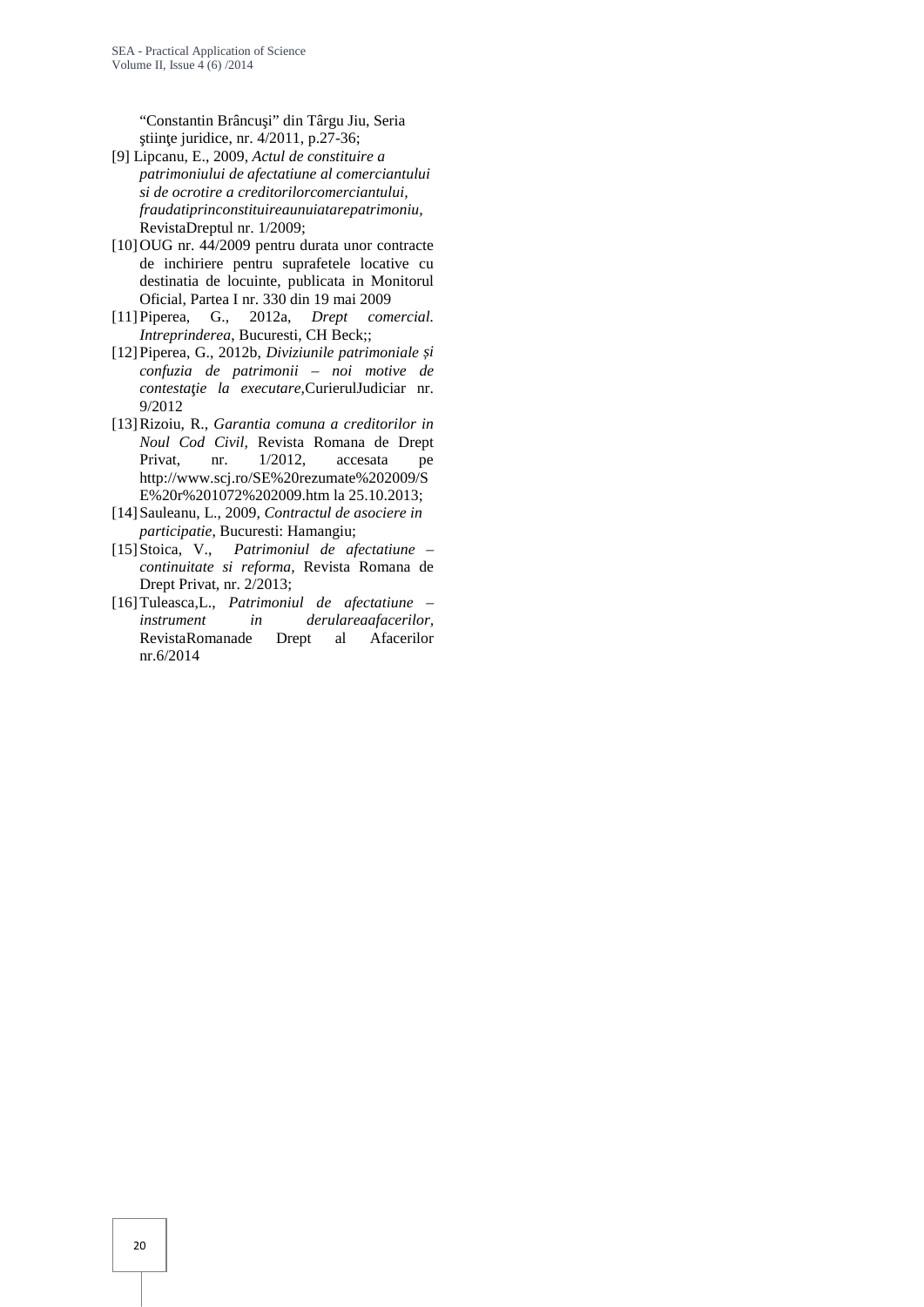"Constantin Brâncuşi" din Târgu Jiu, Seria ştiinţe juridice, nr. 4/2011, p.27-36;

[9] Lipcanu, E., 2009, *Actul de constituire a patrimoniului de afectatiune al comerciantului si de ocrotire a creditorilorcomerciantului, fraudatiprinconstituireaunuiatarepatrimoniu,* RevistaDreptul nr. 1/2009;

[10] OUG nr. 44/2009 pentru durata unor contracte de inchiriere pentru suprafetele locative cu destinatia de locuinte, publicata in Monitorul Oficial, Partea I nr. 330 din 19 mai 2009

[11] Piperea, G., 2012a, *Drept comercial. Intreprinderea,* Bucuresti, CH Beck;;

[12] Piperea, G., 2012b, *Diviziunile patrimoniale și confuzia de patrimonii – noi motive de contestaţie la executare,*CurierulJudiciar nr. 9/2012

[13] Rizoiu, R., *Garantia comuna a creditorilor in Noul Cod Civil,* Revista Romana de Drept Privat, nr. 1/2012, accesata pe http://www.scj.ro/SE%20rezumate%202009/SE%20r%201072%202009.htm la 25.10.2013;

[14] Sauleanu, L., 2009, *Contractul de asociere in participatie,* Bucuresti: Hamangiu;

[15] Stoica, V., *Patrimoniul de afectatiune – continuitate si reforma,* Revista Romana de Drept Privat, nr. 2/2013;

[16] Tuleasca,L., *Patrimoniul de afectatiune – instrument in derulareaafacerilor,* RevistaRomanade Drept al Afacerilor nr.6/2014